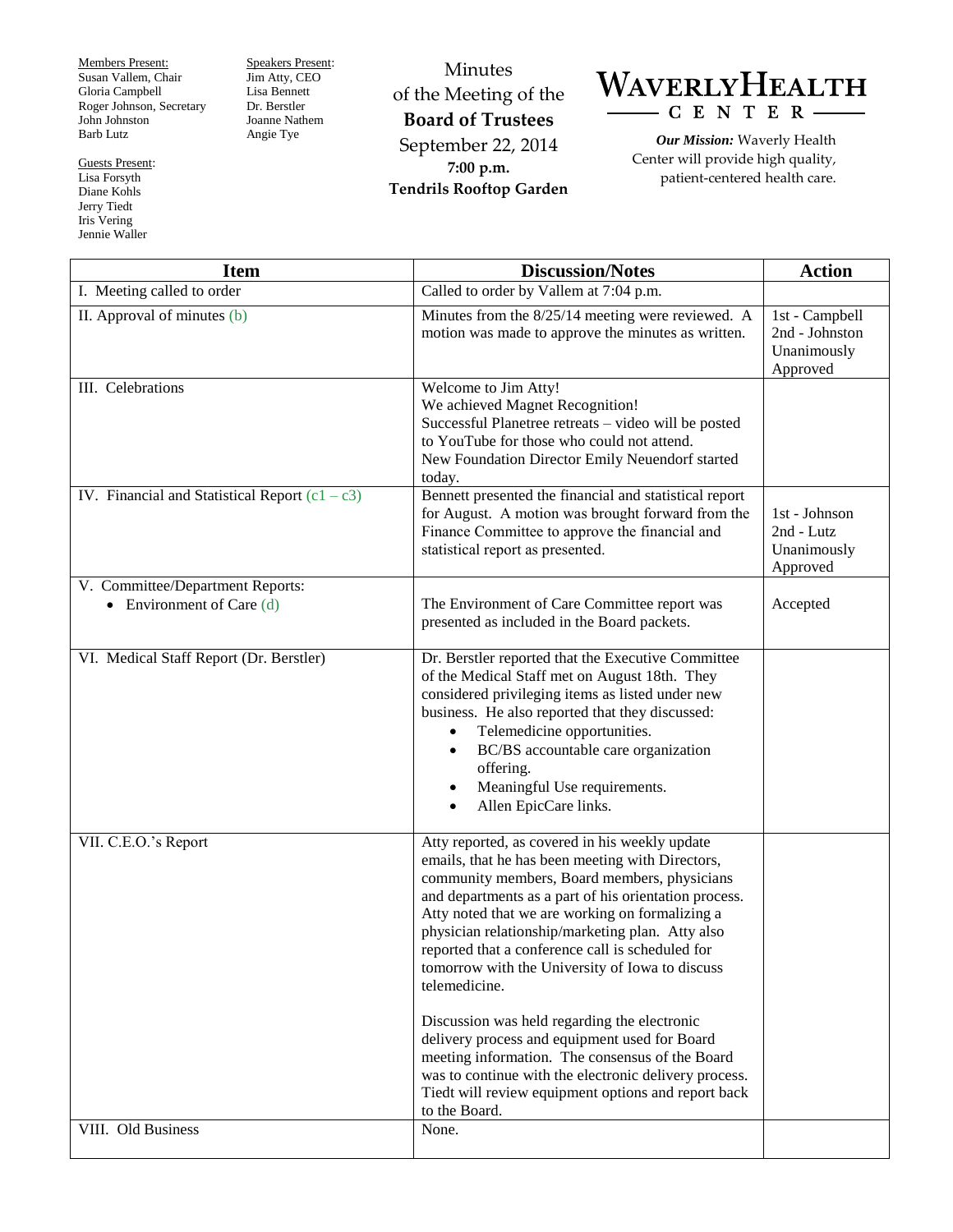Members Present:
Susan Vallem, Chair
Gloria Campbell
Roger Johnson, Secretary
John Johnston
Barb Lutz

Speakers Present:
Jim Atty, CEO
Lisa Bennett
Dr. Berstler
Joanne Nathem
Angie Tye

Guests Present:
Lisa Forsyth
Diane Kohls
Jerry Tiedt
Iris Vering
Jennie Waller

Minutes
of the Meeting of the
**Board of Trustees**
September 22, 2014
**7:00 p.m.**
**Tendrils Rooftop Garden**

# WAVERLY HEALTH CENTER

***Our Mission:*** Waverly Health Center will provide high quality, patient-centered health care.

| Item | Discussion/Notes | Action |
|---|---|---|
| I. Meeting called to order | Called to order by Vallem at 7:04 p.m. | |
| II. Approval of minutes (b) | Minutes from the 8/25/14 meeting were reviewed. A motion was made to approve the minutes as written. | 1st - Campbell<br>2nd - Johnston<br>Unanimously Approved |
| III. Celebrations | Welcome to Jim Atty!<br>We achieved Magnet Recognition!<br>Successful Planetree retreats – video will be posted to YouTube for those who could not attend.<br>New Foundation Director Emily Neuendorf started today. | |
| IV. Financial and Statistical Report (c1 – c3) | Bennett presented the financial and statistical report for August. A motion was brought forward from the Finance Committee to approve the financial and statistical report as presented. | 1st - Johnson<br>2nd - Lutz<br>Unanimously Approved |
| V. Committee/Department Reports:<br>• Environment of Care (d) | The Environment of Care Committee report was presented as included in the Board packets. | Accepted |
| VI. Medical Staff Report (Dr. Berstler) | Dr. Berstler reported that the Executive Committee of the Medical Staff met on August 18th. They considered privileging items as listed under new business. He also reported that they discussed:<br>• Telemedicine opportunities.<br>• BC/BS accountable care organization offering.<br>• Meaningful Use requirements.<br>• Allen EpicCare links. | |
| VII. C.E.O.'s Report | Atty reported, as covered in his weekly update emails, that he has been meeting with Directors, community members, Board members, physicians and departments as a part of his orientation process. Atty noted that we are working on formalizing a physician relationship/marketing plan. Atty also reported that a conference call is scheduled for tomorrow with the University of Iowa to discuss telemedicine.<br><br>Discussion was held regarding the electronic delivery process and equipment used for Board meeting information. The consensus of the Board was to continue with the electronic delivery process. Tiedt will review equipment options and report back to the Board. | |
| VIII. Old Business | None. | |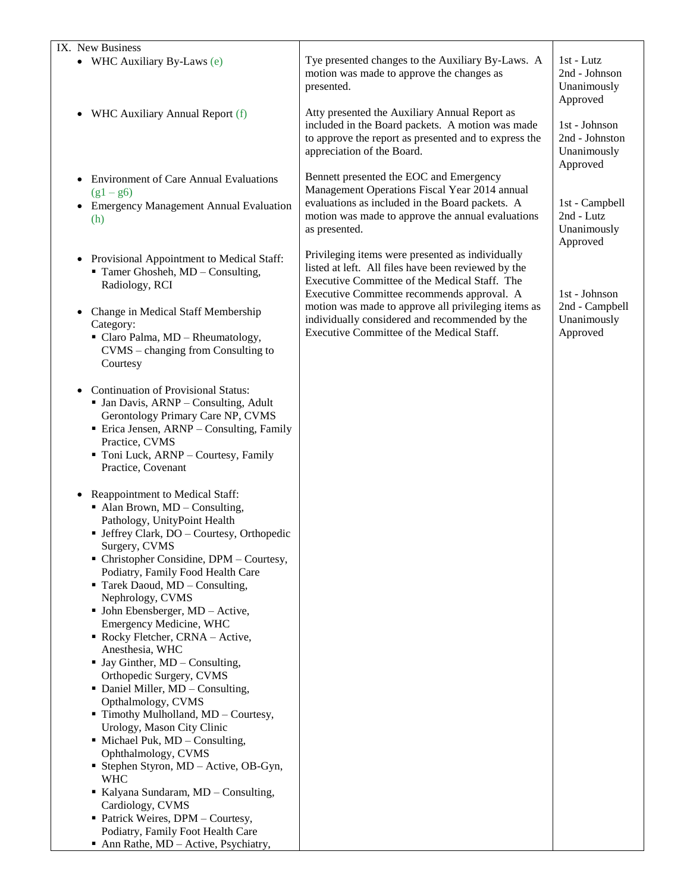| IX. New Business | | |
|---|---|---|
| • WHC Auxiliary By-Laws (e) | Tye presented changes to the Auxiliary By-Laws. A motion was made to approve the changes as presented. | 1st - Lutz<br>2nd - Johnson<br>Unanimously Approved |
| • WHC Auxiliary Annual Report (f) | Atty presented the Auxiliary Annual Report as included in the Board packets. A motion was made to approve the report as presented and to express the appreciation of the Board. | 1st - Johnson<br>2nd - Johnston<br>Unanimously Approved |
| • Environment of Care Annual Evaluations (g1 – g6)<br>• Emergency Management Annual Evaluation (h) | Bennett presented the EOC and Emergency Management Operations Fiscal Year 2014 annual evaluations as included in the Board packets. A motion was made to approve the annual evaluations as presented. | 1st - Campbell<br>2nd - Lutz<br>Unanimously Approved |
| • Provisional Appointment to Medical Staff:<br>▪ Tamer Ghosheh, MD – Consulting, Radiology, RCI<br><br>• Change in Medical Staff Membership Category:<br>▪ Claro Palma, MD – Rheumatology, CVMS – changing from Consulting to Courtesy<br><br>• Continuation of Provisional Status:<br>▪ Jan Davis, ARNP – Consulting, Adult Gerontology Primary Care NP, CVMS<br>▪ Erica Jensen, ARNP – Consulting, Family Practice, CVMS<br>▪ Toni Luck, ARNP – Courtesy, Family Practice, Covenant<br><br>• Reappointment to Medical Staff:<br>▪ Alan Brown, MD – Consulting, Pathology, UnityPoint Health<br>▪ Jeffrey Clark, DO – Courtesy, Orthopedic Surgery, CVMS<br>▪ Christopher Considine, DPM – Courtesy, Podiatry, Family Food Health Care<br>▪ Tarek Daoud, MD – Consulting, Nephrology, CVMS<br>▪ John Ebensberger, MD – Active, Emergency Medicine, WHC<br>▪ Rocky Fletcher, CRNA – Active, Anesthesia, WHC<br>▪ Jay Ginther, MD – Consulting, Orthopedic Surgery, CVMS<br>▪ Daniel Miller, MD – Consulting, Opthalmology, CVMS<br>▪ Timothy Mulholland, MD – Courtesy, Urology, Mason City Clinic<br>▪ Michael Puk, MD – Consulting, Ophthalmology, CVMS<br>▪ Stephen Styron, MD – Active, OB-Gyn, WHC<br>▪ Kalyana Sundaram, MD – Consulting, Cardiology, CVMS<br>▪ Patrick Weires, DPM – Courtesy, Podiatry, Family Foot Health Care<br>▪ Ann Rathe, MD – Active, Psychiatry, | Privileging items were presented as individually listed at left. All files have been reviewed by the Executive Committee of the Medical Staff. The Executive Committee recommends approval. A motion was made to approve all privileging items as individually considered and recommended by the Executive Committee of the Medical Staff. | 1st - Johnson<br>2nd - Campbell<br>Unanimously Approved |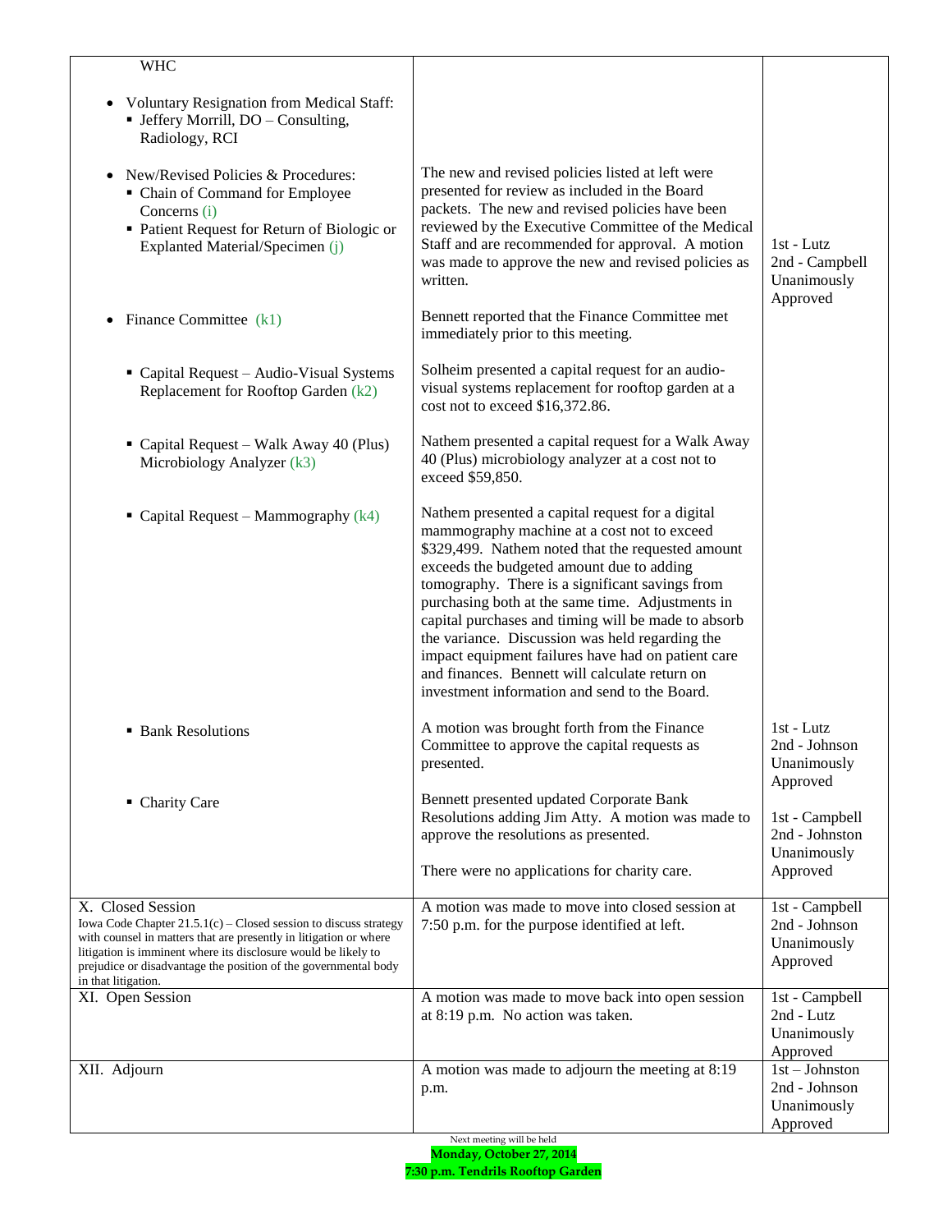| | | |
|---|---|---|
| WHC<br><br>• Voluntary Resignation from Medical Staff:<br>  ▪ Jeffery Morrill, DO – Consulting, Radiology, RCI<br><br>• New/Revised Policies & Procedures:<br>  ▪ Chain of Command for Employee Concerns (i)<br>  ▪ Patient Request for Return of Biologic or Explanted Material/Specimen (j)<br><br>• Finance Committee (k1)<br><br>  ▪ Capital Request – Audio-Visual Systems Replacement for Rooftop Garden (k2)<br><br>  ▪ Capital Request – Walk Away 40 (Plus) Microbiology Analyzer (k3)<br><br>  ▪ Capital Request – Mammography (k4)<br><br>  ▪ Bank Resolutions<br><br>  ▪ Charity Care | The new and revised policies listed at left were presented for review as included in the Board packets. The new and revised policies have been reviewed by the Executive Committee of the Medical Staff and are recommended for approval. A motion was made to approve the new and revised policies as written.<br><br>Bennett reported that the Finance Committee met immediately prior to this meeting.<br><br>Solheim presented a capital request for an audio-visual systems replacement for rooftop garden at a cost not to exceed $16,372.86.<br><br>Nathem presented a capital request for a Walk Away 40 (Plus) microbiology analyzer at a cost not to exceed $59,850.<br><br>Nathem presented a capital request for a digital mammography machine at a cost not to exceed $329,499. Nathem noted that the requested amount exceeds the budgeted amount due to adding tomography. There is a significant savings from purchasing both at the same time. Adjustments in capital purchases and timing will be made to absorb the variance. Discussion was held regarding the impact equipment failures have had on patient care and finances. Bennett will calculate return on investment information and send to the Board.<br><br>A motion was brought forth from the Finance Committee to approve the capital requests as presented.<br><br>Bennett presented updated Corporate Bank Resolutions adding Jim Atty. A motion was made to approve the resolutions as presented.<br><br>There were no applications for charity care. | 1st - Lutz<br>2nd - Campbell<br>Unanimously Approved<br><br>1st - Lutz<br>2nd - Johnson<br>Unanimously Approved<br><br>1st - Campbell<br>2nd - Johnston<br>Unanimously Approved |
| X. Closed Session<br>Iowa Code Chapter 21.5.1(c) – Closed session to discuss strategy with counsel in matters that are presently in litigation or where litigation is imminent where its disclosure would be likely to prejudice or disadvantage the position of the governmental body in that litigation. | A motion was made to move into closed session at 7:50 p.m. for the purpose identified at left. | 1st - Campbell<br>2nd - Johnson<br>Unanimously Approved |
| XI. Open Session | A motion was made to move back into open session at 8:19 p.m. No action was taken. | 1st - Campbell<br>2nd - Lutz<br>Unanimously Approved |
| XII. Adjourn | A motion was made to adjourn the meeting at 8:19 p.m. | 1st – Johnston<br>2nd - Johnson<br>Unanimously Approved |

Next meeting will be held
**Monday, October 27, 2014**
**7:30 p.m. Tendrils Rooftop Garden**